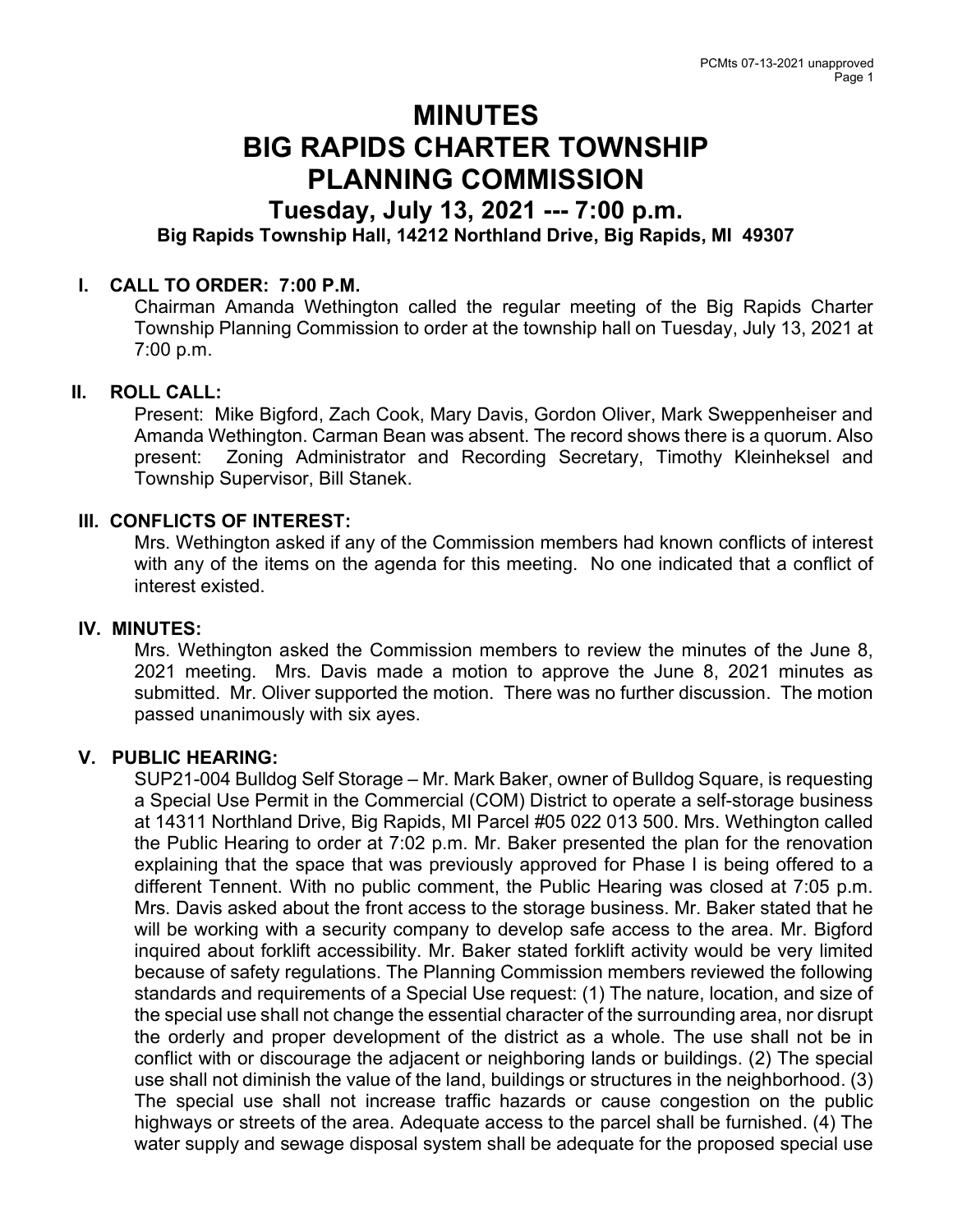# MINUTES
# BIG RAPIDS CHARTER TOWNSHIP
# PLANNING COMMISSION
## Tuesday, July 13, 2021 --- 7:00 p.m.
### Big Rapids Township Hall, 14212 Northland Drive, Big Rapids, MI 49307

**I. CALL TO ORDER: 7:00 P.M.**

Chairman Amanda Wethington called the regular meeting of the Big Rapids Charter Township Planning Commission to order at the township hall on Tuesday, July 13, 2021 at 7:00 p.m.

**II. ROLL CALL:**

Present: Mike Bigford, Zach Cook, Mary Davis, Gordon Oliver, Mark Sweppenheiser and Amanda Wethington. Carman Bean was absent. The record shows there is a quorum. Also present: Zoning Administrator and Recording Secretary, Timothy Kleinheksel and Township Supervisor, Bill Stanek.

**III. CONFLICTS OF INTEREST:**

Mrs. Wethington asked if any of the Commission members had known conflicts of interest with any of the items on the agenda for this meeting. No one indicated that a conflict of interest existed.

**IV. MINUTES:**

Mrs. Wethington asked the Commission members to review the minutes of the June 8, 2021 meeting. Mrs. Davis made a motion to approve the June 8, 2021 minutes as submitted. Mr. Oliver supported the motion. There was no further discussion. The motion passed unanimously with six ayes.

**V. PUBLIC HEARING:**

SUP21-004 Bulldog Self Storage – Mr. Mark Baker, owner of Bulldog Square, is requesting a Special Use Permit in the Commercial (COM) District to operate a self-storage business at 14311 Northland Drive, Big Rapids, MI Parcel #05 022 013 500. Mrs. Wethington called the Public Hearing to order at 7:02 p.m. Mr. Baker presented the plan for the renovation explaining that the space that was previously approved for Phase I is being offered to a different Tennent. With no public comment, the Public Hearing was closed at 7:05 p.m. Mrs. Davis asked about the front access to the storage business. Mr. Baker stated that he will be working with a security company to develop safe access to the area. Mr. Bigford inquired about forklift accessibility. Mr. Baker stated forklift activity would be very limited because of safety regulations. The Planning Commission members reviewed the following standards and requirements of a Special Use request: (1) The nature, location, and size of the special use shall not change the essential character of the surrounding area, nor disrupt the orderly and proper development of the district as a whole. The use shall not be in conflict with or discourage the adjacent or neighboring lands or buildings. (2) The special use shall not diminish the value of the land, buildings or structures in the neighborhood. (3) The special use shall not increase traffic hazards or cause congestion on the public highways or streets of the area. Adequate access to the parcel shall be furnished. (4) The water supply and sewage disposal system shall be adequate for the proposed special use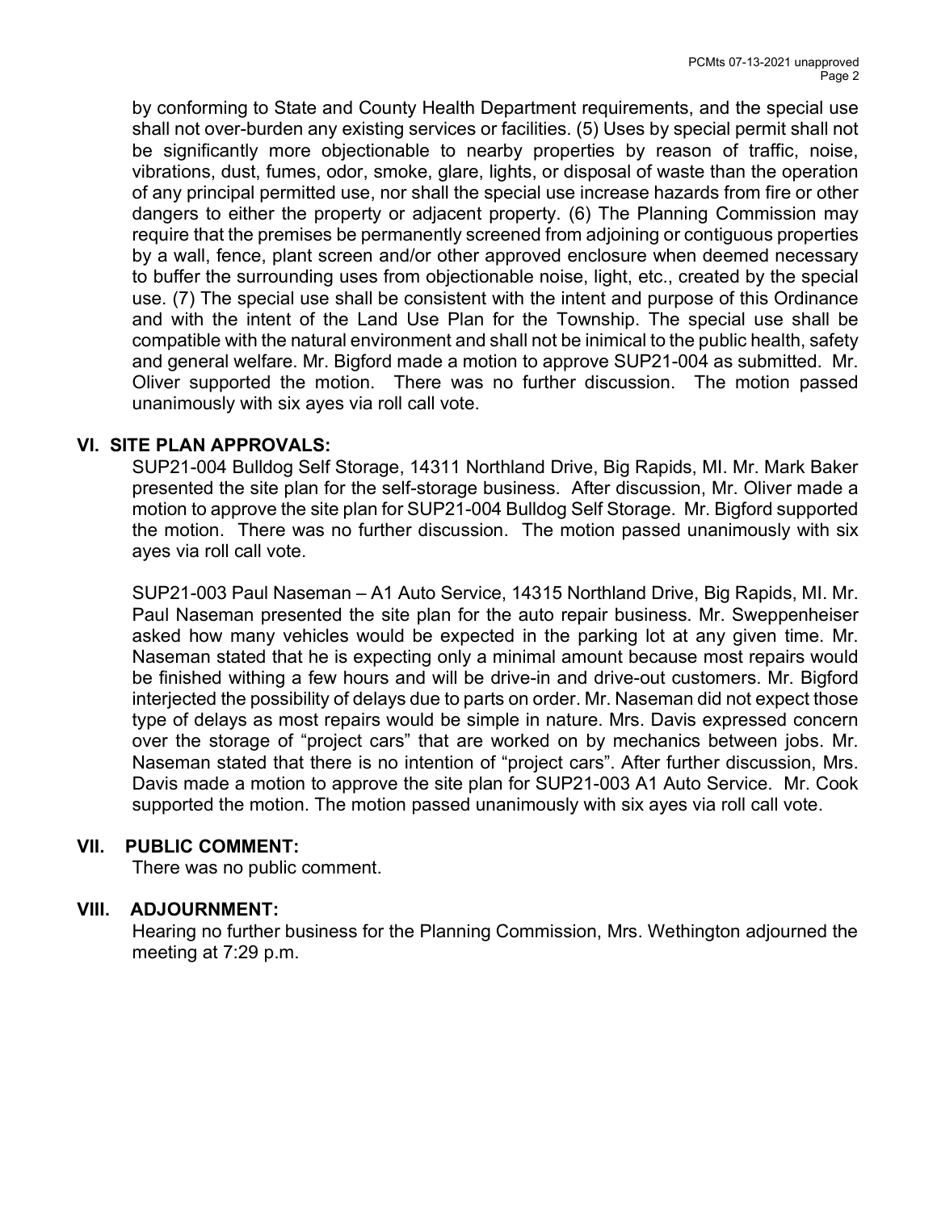by conforming to State and County Health Department requirements, and the special use shall not over-burden any existing services or facilities. (5) Uses by special permit shall not be significantly more objectionable to nearby properties by reason of traffic, noise, vibrations, dust, fumes, odor, smoke, glare, lights, or disposal of waste than the operation of any principal permitted use, nor shall the special use increase hazards from fire or other dangers to either the property or adjacent property. (6) The Planning Commission may require that the premises be permanently screened from adjoining or contiguous properties by a wall, fence, plant screen and/or other approved enclosure when deemed necessary to buffer the surrounding uses from objectionable noise, light, etc., created by the special use. (7) The special use shall be consistent with the intent and purpose of this Ordinance and with the intent of the Land Use Plan for the Township. The special use shall be compatible with the natural environment and shall not be inimical to the public health, safety and general welfare. Mr. Bigford made a motion to approve SUP21-004 as submitted. Mr. Oliver supported the motion. There was no further discussion. The motion passed unanimously with six ayes via roll call vote.

## VI. SITE PLAN APPROVALS:

SUP21-004 Bulldog Self Storage, 14311 Northland Drive, Big Rapids, MI. Mr. Mark Baker presented the site plan for the self-storage business. After discussion, Mr. Oliver made a motion to approve the site plan for SUP21-004 Bulldog Self Storage. Mr. Bigford supported the motion. There was no further discussion. The motion passed unanimously with six ayes via roll call vote.

SUP21-003 Paul Naseman – A1 Auto Service, 14315 Northland Drive, Big Rapids, MI. Mr. Paul Naseman presented the site plan for the auto repair business. Mr. Sweppenheiser asked how many vehicles would be expected in the parking lot at any given time. Mr. Naseman stated that he is expecting only a minimal amount because most repairs would be finished withing a few hours and will be drive-in and drive-out customers. Mr. Bigford interjected the possibility of delays due to parts on order. Mr. Naseman did not expect those type of delays as most repairs would be simple in nature. Mrs. Davis expressed concern over the storage of "project cars" that are worked on by mechanics between jobs. Mr. Naseman stated that there is no intention of "project cars". After further discussion, Mrs. Davis made a motion to approve the site plan for SUP21-003 A1 Auto Service. Mr. Cook supported the motion. The motion passed unanimously with six ayes via roll call vote.

## VII. PUBLIC COMMENT:

There was no public comment.

## VIII. ADJOURNMENT:

Hearing no further business for the Planning Commission, Mrs. Wethington adjourned the meeting at 7:29 p.m.